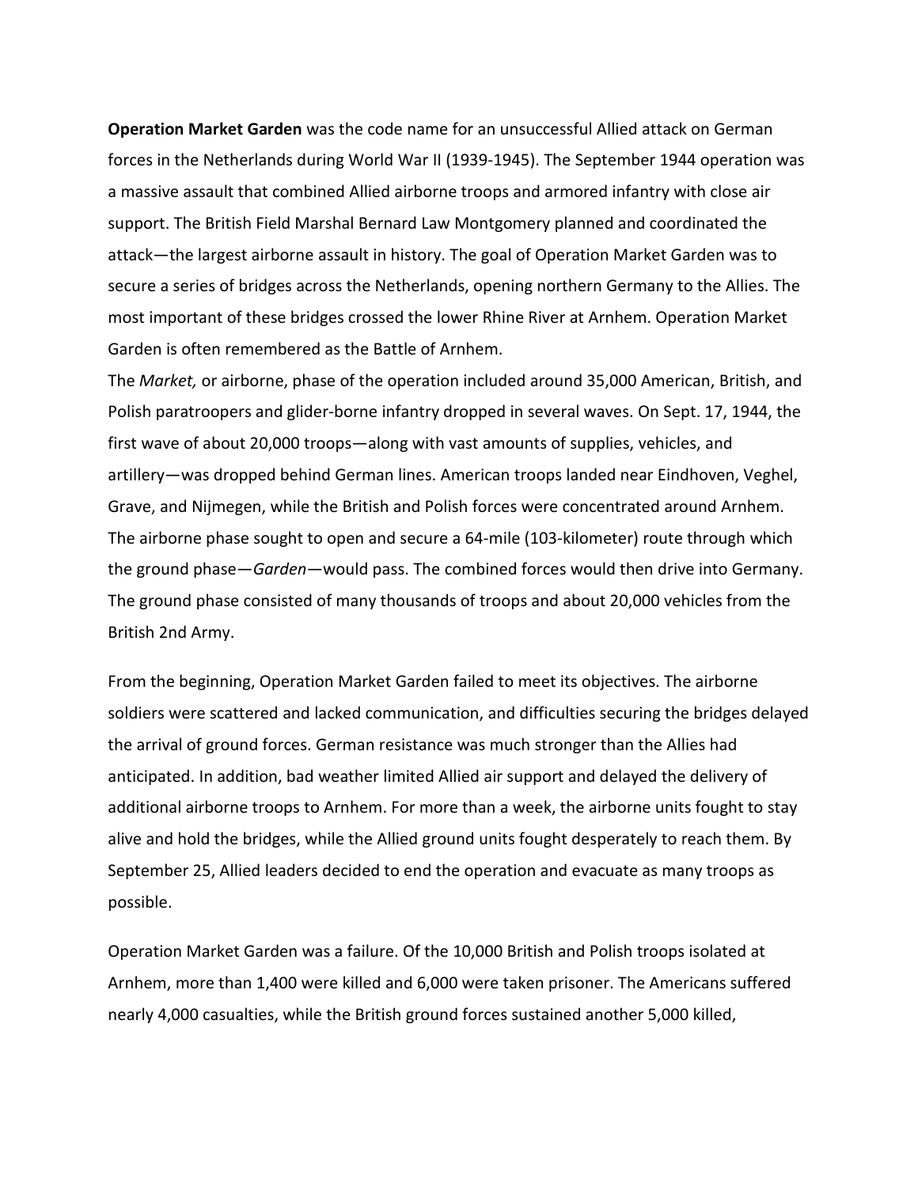**Operation Market Garden** was the code name for an unsuccessful Allied attack on German forces in the Netherlands during World War II (1939-1945). The September 1944 operation was a massive assault that combined Allied airborne troops and armored infantry with close air support. The British Field Marshal Bernard Law Montgomery planned and coordinated the attack—the largest airborne assault in history. The goal of Operation Market Garden was to secure a series of bridges across the Netherlands, opening northern Germany to the Allies. The most important of these bridges crossed the lower Rhine River at Arnhem. Operation Market Garden is often remembered as the Battle of Arnhem.

The *Market,* or airborne, phase of the operation included around 35,000 American, British, and Polish paratroopers and glider-borne infantry dropped in several waves. On Sept. 17, 1944, the first wave of about 20,000 troops—along with vast amounts of supplies, vehicles, and artillery—was dropped behind German lines. American troops landed near Eindhoven, Veghel, Grave, and Nijmegen, while the British and Polish forces were concentrated around Arnhem. The airborne phase sought to open and secure a 64-mile (103-kilometer) route through which the ground phase—*Garden*—would pass. The combined forces would then drive into Germany. The ground phase consisted of many thousands of troops and about 20,000 vehicles from the British 2nd Army.

From the beginning, Operation Market Garden failed to meet its objectives. The airborne soldiers were scattered and lacked communication, and difficulties securing the bridges delayed the arrival of ground forces. German resistance was much stronger than the Allies had anticipated. In addition, bad weather limited Allied air support and delayed the delivery of additional airborne troops to Arnhem. For more than a week, the airborne units fought to stay alive and hold the bridges, while the Allied ground units fought desperately to reach them. By September 25, Allied leaders decided to end the operation and evacuate as many troops as possible.

Operation Market Garden was a failure. Of the 10,000 British and Polish troops isolated at Arnhem, more than 1,400 were killed and 6,000 were taken prisoner. The Americans suffered nearly 4,000 casualties, while the British ground forces sustained another 5,000 killed,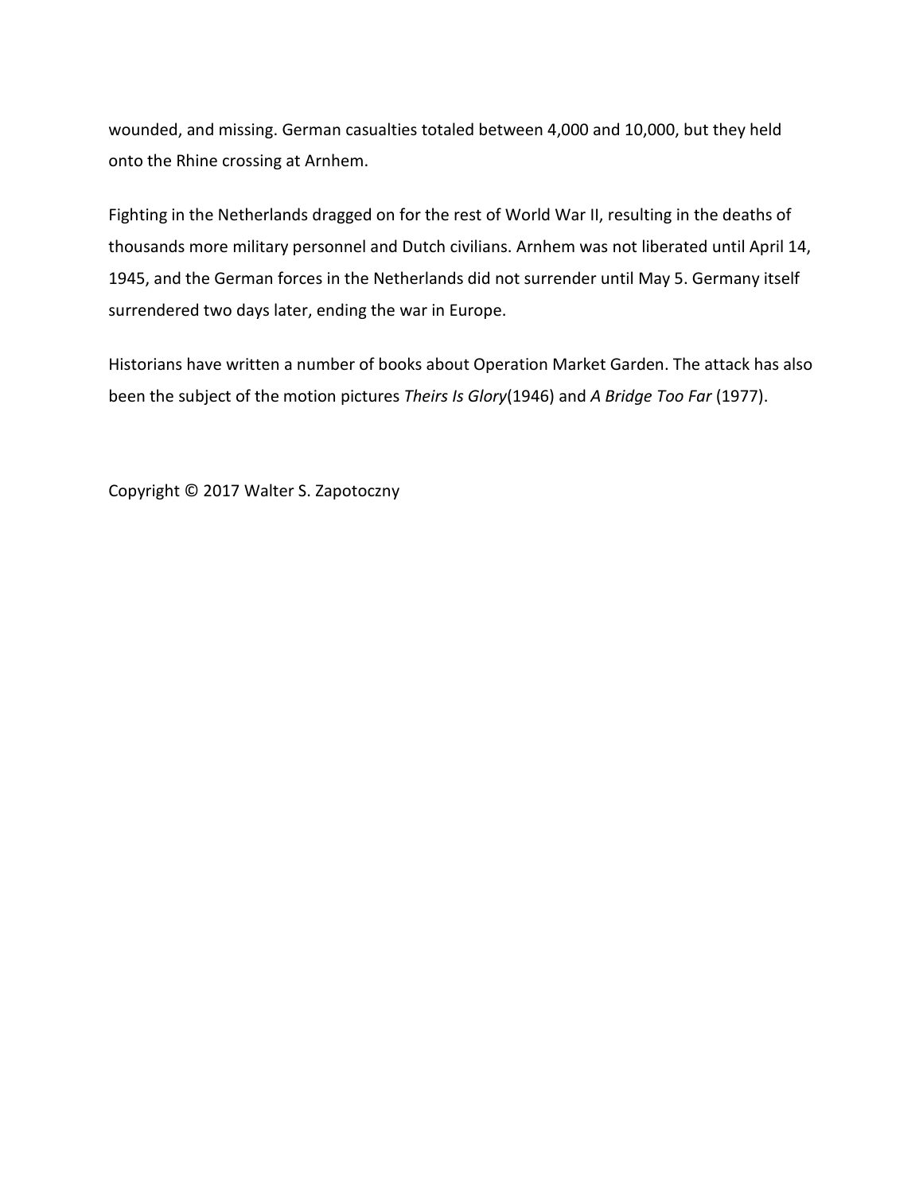wounded, and missing. German casualties totaled between 4,000 and 10,000, but they held onto the Rhine crossing at Arnhem.

Fighting in the Netherlands dragged on for the rest of World War II, resulting in the deaths of thousands more military personnel and Dutch civilians. Arnhem was not liberated until April 14, 1945, and the German forces in the Netherlands did not surrender until May 5. Germany itself surrendered two days later, ending the war in Europe.

Historians have written a number of books about Operation Market Garden. The attack has also been the subject of the motion pictures *Theirs Is Glory*(1946) and *A Bridge Too Far* (1977).

Copyright © 2017 Walter S. Zapotoczny